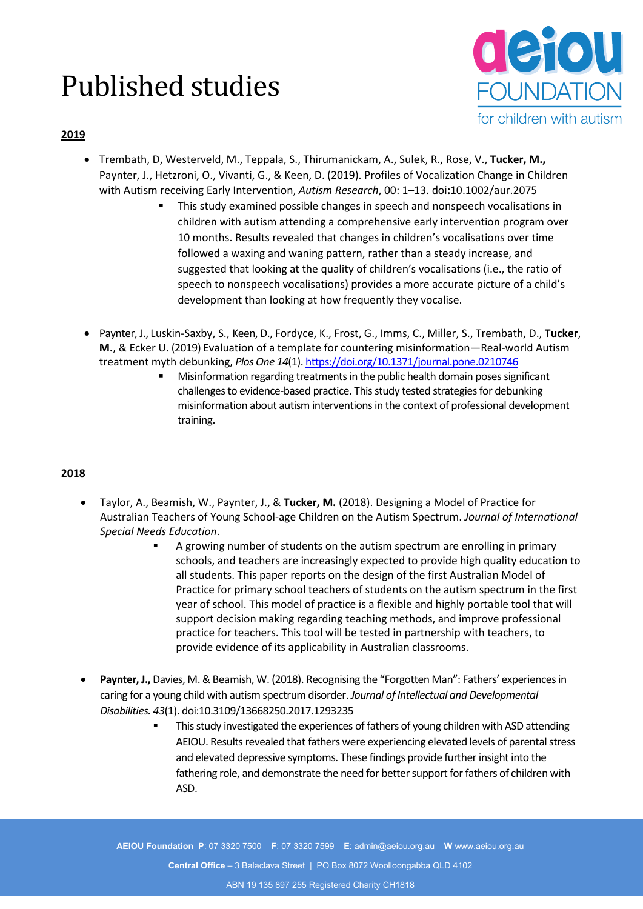# Published studies

**2019**

- Trembath, D, Westerveld, M., Teppala, S., Thirumanickam, A., Sulek, R., Rose, V., **Tucker, M.,** Paynter, J., Hetzroni, O., Vivanti, G., & Keen, D. (2019). Profiles of Vocalization Change in Children with Autism receiving Early Intervention, *Autism Research*, 00: 1–13. doi**:**10.1002/aur.2075
  - This study examined possible changes in speech and nonspeech vocalisations in children with autism attending a comprehensive early intervention program over 10 months. Results revealed that changes in children's vocalisations over time followed a waxing and waning pattern, rather than a steady increase, and suggested that looking at the quality of children's vocalisations (i.e., the ratio of speech to nonspeech vocalisations) provides a more accurate picture of a child's development than looking at how frequently they vocalise.

- Paynter, J., Luskin-Saxby, S., Keen, D., Fordyce, K., Frost, G., Imms, C., Miller, S., Trembath, D., **Tucker**, **M.**, & Ecker U. (2019) Evaluation of a template for countering misinformation—Real-world Autism treatment myth debunking, *Plos One 14*(1). https://doi.org/10.1371/journal.pone.0210746
  - Misinformation regarding treatments in the public health domain poses significant challenges to evidence-based practice. This study tested strategies for debunking misinformation about autism interventions in the context of professional development training.

**2018**

- Taylor, A., Beamish, W., Paynter, J., & **Tucker, M.** (2018). Designing a Model of Practice for Australian Teachers of Young School-age Children on the Autism Spectrum. *Journal of International Special Needs Education*.
  - A growing number of students on the autism spectrum are enrolling in primary schools, and teachers are increasingly expected to provide high quality education to all students. This paper reports on the design of the first Australian Model of Practice for primary school teachers of students on the autism spectrum in the first year of school. This model of practice is a flexible and highly portable tool that will support decision making regarding teaching methods, and improve professional practice for teachers. This tool will be tested in partnership with teachers, to provide evidence of its applicability in Australian classrooms.

- **Paynter, J.,** Davies, M. & Beamish, W. (2018). Recognising the "Forgotten Man": Fathers' experiences in caring for a young child with autism spectrum disorder. *Journal of Intellectual and Developmental Disabilities. 43*(1). doi:10.3109/13668250.2017.1293235
  - This study investigated the experiences of fathers of young children with ASD attending AEIOU. Results revealed that fathers were experiencing elevated levels of parental stress and elevated depressive symptoms. These findings provide further insight into the fathering role, and demonstrate the need for better support for fathers of children with ASD.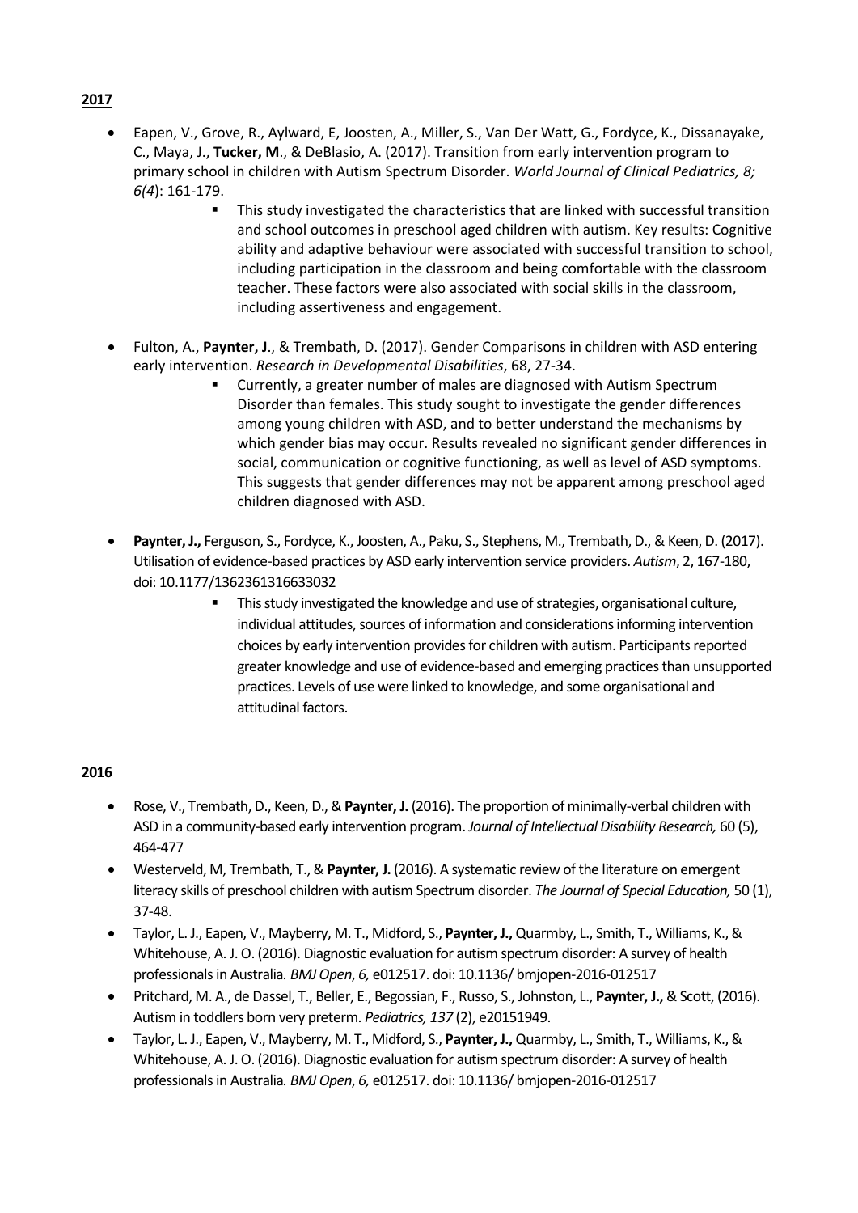**2017**

- Eapen, V., Grove, R., Aylward, E, Joosten, A., Miller, S., Van Der Watt, G., Fordyce, K., Dissanayake, C., Maya, J., **Tucker, M**., & DeBlasio, A. (2017). Transition from early intervention program to primary school in children with Autism Spectrum Disorder. *World Journal of Clinical Pediatrics, 8; 6(4)*: 161-179.
    - This study investigated the characteristics that are linked with successful transition and school outcomes in preschool aged children with autism. Key results: Cognitive ability and adaptive behaviour were associated with successful transition to school, including participation in the classroom and being comfortable with the classroom teacher. These factors were also associated with social skills in the classroom, including assertiveness and engagement.

- Fulton, A., **Paynter, J**., & Trembath, D. (2017). Gender Comparisons in children with ASD entering early intervention. *Research in Developmental Disabilities*, 68, 27-34.
    - Currently, a greater number of males are diagnosed with Autism Spectrum Disorder than females. This study sought to investigate the gender differences among young children with ASD, and to better understand the mechanisms by which gender bias may occur. Results revealed no significant gender differences in social, communication or cognitive functioning, as well as level of ASD symptoms. This suggests that gender differences may not be apparent among preschool aged children diagnosed with ASD.

- **Paynter, J.,** Ferguson, S., Fordyce, K., Joosten, A., Paku, S., Stephens, M., Trembath, D., & Keen, D. (2017). Utilisation of evidence-based practices by ASD early intervention service providers. *Autism*, 2, 167-180, doi: 10.1177/1362361316633032
    - This study investigated the knowledge and use of strategies, organisational culture, individual attitudes, sources of information and considerations informing intervention choices by early intervention provides for children with autism. Participants reported greater knowledge and use of evidence-based and emerging practices than unsupported practices. Levels of use were linked to knowledge, and some organisational and attitudinal factors.

**2016**

- Rose, V., Trembath, D., Keen, D., & **Paynter, J.** (2016). The proportion of minimally-verbal children with ASD in a community-based early intervention program. *Journal of Intellectual Disability Research,* 60 (5), 464-477
- Westerveld, M, Trembath, T., & **Paynter, J.** (2016). A systematic review of the literature on emergent literacy skills of preschool children with autism Spectrum disorder. *The Journal of Special Education,* 50 (1), 37-48.
- Taylor, L. J., Eapen, V., Mayberry, M. T., Midford, S., **Paynter, J.,** Quarmby, L., Smith, T., Williams, K., & Whitehouse, A. J. O. (2016). Diagnostic evaluation for autism spectrum disorder: A survey of health professionals in Australia. *BMJ Open*, *6,* e012517. doi: 10.1136/ bmjopen-2016-012517
- Pritchard, M. A., de Dassel, T., Beller, E., Begossian, F., Russo, S., Johnston, L., **Paynter, J.,** & Scott, (2016). Autism in toddlers born very preterm. *Pediatrics, 137* (2), e20151949.
- Taylor, L. J., Eapen, V., Mayberry, M. T., Midford, S., **Paynter, J.,** Quarmby, L., Smith, T., Williams, K., & Whitehouse, A. J. O. (2016). Diagnostic evaluation for autism spectrum disorder: A survey of health professionals in Australia. *BMJ Open*, *6,* e012517. doi: 10.1136/ bmjopen-2016-012517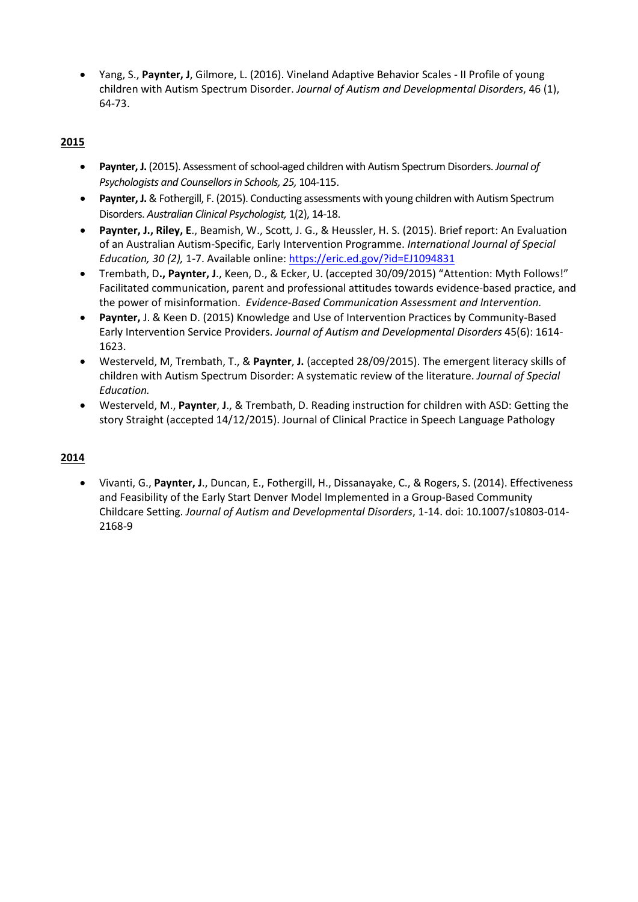- Yang, S., **Paynter, J**, Gilmore, L. (2016). Vineland Adaptive Behavior Scales - II Profile of young children with Autism Spectrum Disorder. *Journal of Autism and Developmental Disorders*, 46 (1), 64-73.

**2015**

- **Paynter, J.** (2015). Assessment of school-aged children with Autism Spectrum Disorders. *Journal of Psychologists and Counsellors in Schools, 25,* 104-115.
- **Paynter, J.** & Fothergill, F. (2015). Conducting assessments with young children with Autism Spectrum Disorders. *Australian Clinical Psychologist,* 1(2), 14-18.
- **Paynter, J., Riley, E**., Beamish, W., Scott, J. G., & Heussler, H. S. (2015). Brief report: An Evaluation of an Australian Autism-Specific, Early Intervention Programme. *International Journal of Special Education, 30 (2),* 1-7. Available online: https://eric.ed.gov/?id=EJ1094831
- Trembath, D**., Paynter, J**., Keen, D., & Ecker, U. (accepted 30/09/2015) "Attention: Myth Follows!" Facilitated communication, parent and professional attitudes towards evidence-based practice, and the power of misinformation. *Evidence-Based Communication Assessment and Intervention.*
- **Paynter,** J. & Keen D. (2015) Knowledge and Use of Intervention Practices by Community-Based Early Intervention Service Providers. *Journal of Autism and Developmental Disorders* 45(6): 1614-1623.
- Westerveld, M, Trembath, T., & **Paynter**, **J.** (accepted 28/09/2015). The emergent literacy skills of children with Autism Spectrum Disorder: A systematic review of the literature. *Journal of Special Education.*
- Westerveld, M., **Paynter**, **J**., & Trembath, D. Reading instruction for children with ASD: Getting the story Straight (accepted 14/12/2015). Journal of Clinical Practice in Speech Language Pathology

**2014**

- Vivanti, G., **Paynter, J**., Duncan, E., Fothergill, H., Dissanayake, C., & Rogers, S. (2014). Effectiveness and Feasibility of the Early Start Denver Model Implemented in a Group-Based Community Childcare Setting. *Journal of Autism and Developmental Disorders*, 1-14. doi: 10.1007/s10803-014-2168-9